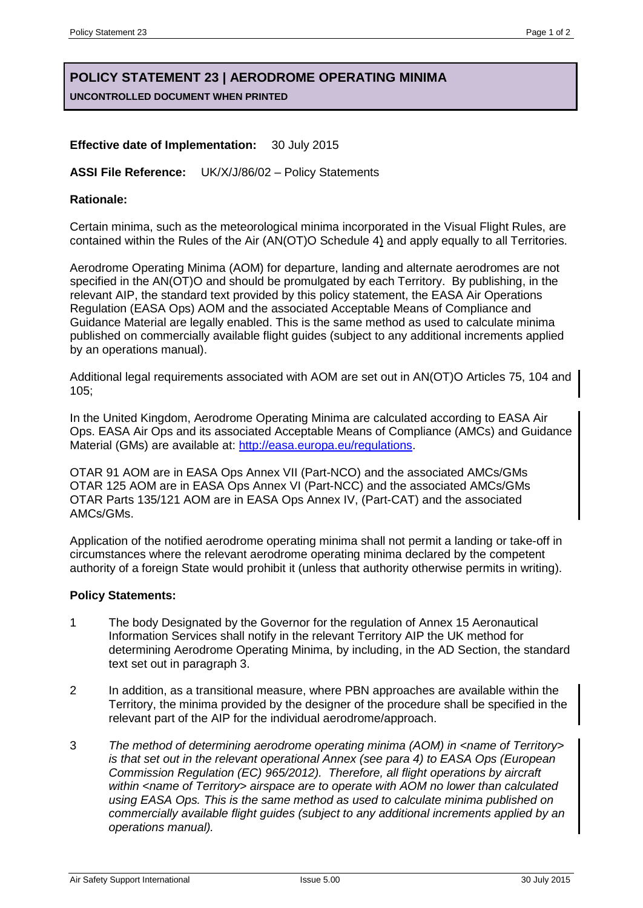# POLICY STATEMENT 23 | AERODROME OPERATING MINIMA

**UNCONTROLLED DOCUMENT WHEN PRINTED**

**Effective date of Implementation:** 30 July 2015

**ASSI File Reference:** UK/X/J/86/02 – Policy Statements

**Rationale:**

Certain minima, such as the meteorological minima incorporated in the Visual Flight Rules, are contained within the Rules of the Air (AN(OT)O Schedule 4) and apply equally to all Territories.

Aerodrome Operating Minima (AOM) for departure, landing and alternate aerodromes are not specified in the AN(OT)O and should be promulgated by each Territory. By publishing, in the relevant AIP, the standard text provided by this policy statement, the EASA Air Operations Regulation (EASA Ops) AOM and the associated Acceptable Means of Compliance and Guidance Material are legally enabled. This is the same method as used to calculate minima published on commercially available flight guides (subject to any additional increments applied by an operations manual).

Additional legal requirements associated with AOM are set out in AN(OT)O Articles 75, 104 and 105;

In the United Kingdom, Aerodrome Operating Minima are calculated according to EASA Air Ops. EASA Air Ops and its associated Acceptable Means of Compliance (AMCs) and Guidance Material (GMs) are available at: http://easa.europa.eu/regulations.

OTAR 91 AOM are in EASA Ops Annex VII (Part-NCO) and the associated AMCs/GMs
OTAR 125 AOM are in EASA Ops Annex VI (Part-NCC) and the associated AMCs/GMs
OTAR Parts 135/121 AOM are in EASA Ops Annex IV, (Part-CAT) and the associated AMCs/GMs.

Application of the notified aerodrome operating minima shall not permit a landing or take-off in circumstances where the relevant aerodrome operating minima declared by the competent authority of a foreign State would prohibit it (unless that authority otherwise permits in writing).

**Policy Statements:**

1 The body Designated by the Governor for the regulation of Annex 15 Aeronautical Information Services shall notify in the relevant Territory AIP the UK method for determining Aerodrome Operating Minima, by including, in the AD Section, the standard text set out in paragraph 3.

2 In addition, as a transitional measure, where PBN approaches are available within the Territory, the minima provided by the designer of the procedure shall be specified in the relevant part of the AIP for the individual aerodrome/approach.

3 *The method of determining aerodrome operating minima (AOM) in <name of Territory> is that set out in the relevant operational Annex (see para 4) to EASA Ops (European Commission Regulation (EC) 965/2012). Therefore, all flight operations by aircraft within <name of Territory> airspace are to operate with AOM no lower than calculated using EASA Ops. This is the same method as used to calculate minima published on commercially available flight guides (subject to any additional increments applied by an operations manual).*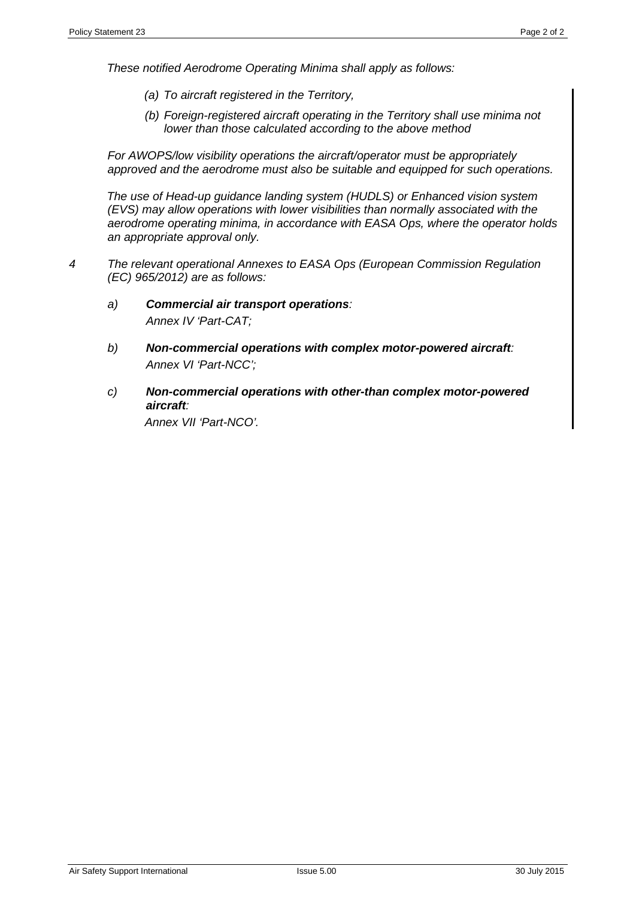*These notified Aerodrome Operating Minima shall apply as follows:*

*(a) To aircraft registered in the Territory,*

*(b) Foreign-registered aircraft operating in the Territory shall use minima not lower than those calculated according to the above method*

*For AWOPS/low visibility operations the aircraft/operator must be appropriately approved and the aerodrome must also be suitable and equipped for such operations.*

*The use of Head-up guidance landing system (HUDLS) or Enhanced vision system (EVS) may allow operations with lower visibilities than normally associated with the aerodrome operating minima, in accordance with EASA Ops, where the operator holds an appropriate approval only.*

*4 The relevant operational Annexes to EASA Ops (European Commission Regulation (EC) 965/2012) are as follows:*

*a)* ***Commercial air transport operations****:*
*Annex IV 'Part-CAT;*

*b)* ***Non-commercial operations with complex motor-powered aircraft****:*
*Annex VI 'Part-NCC';*

*c)* ***Non-commercial operations with other-than complex motor-powered aircraft****:*
*Annex VII 'Part-NCO'.*